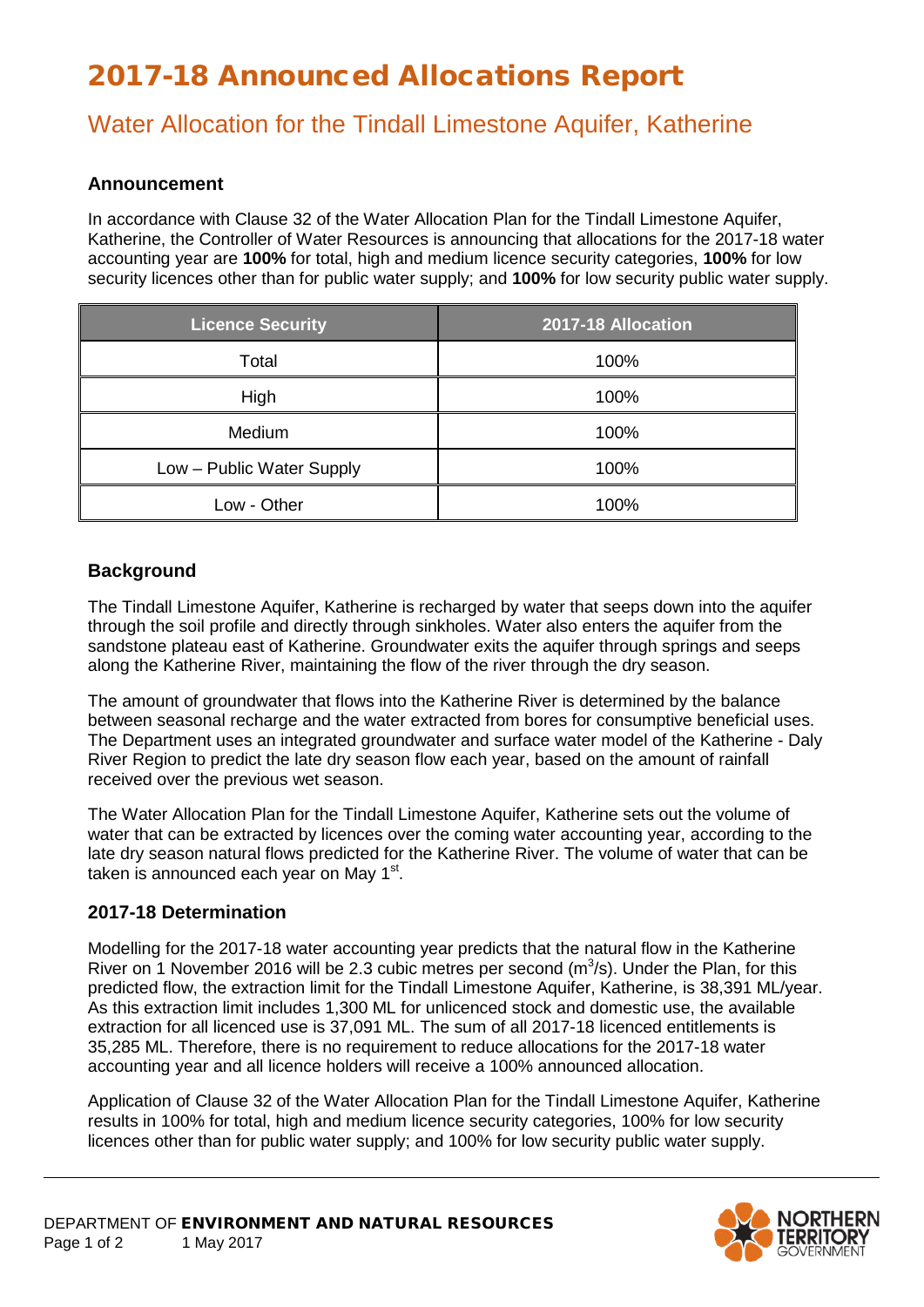# 2017-18 Announced Allocations Report

## Water Allocation for the Tindall Limestone Aquifer, Katherine

### Announcement

In accordance with Clause 32 of the Water Allocation Plan for the Tindall Limestone Aquifer, Katherine, the Controller of Water Resources is announcing that allocations for the 2017-18 water accounting year are **100%** for total, high and medium licence security categories, **100%** for low security licences other than for public water supply; and **100%** for low security public water supply.

| Licence Security | 2017-18 Allocation |
|---|---|
| Total | 100% |
| High | 100% |
| Medium | 100% |
| Low – Public Water Supply | 100% |
| Low - Other | 100% |

### Background

The Tindall Limestone Aquifer, Katherine is recharged by water that seeps down into the aquifer through the soil profile and directly through sinkholes. Water also enters the aquifer from the sandstone plateau east of Katherine. Groundwater exits the aquifer through springs and seeps along the Katherine River, maintaining the flow of the river through the dry season.

The amount of groundwater that flows into the Katherine River is determined by the balance between seasonal recharge and the water extracted from bores for consumptive beneficial uses. The Department uses an integrated groundwater and surface water model of the Katherine - Daly River Region to predict the late dry season flow each year, based on the amount of rainfall received over the previous wet season.

The Water Allocation Plan for the Tindall Limestone Aquifer, Katherine sets out the volume of water that can be extracted by licences over the coming water accounting year, according to the late dry season natural flows predicted for the Katherine River. The volume of water that can be taken is announced each year on May 1st.

### 2017-18 Determination

Modelling for the 2017-18 water accounting year predicts that the natural flow in the Katherine River on 1 November 2016 will be 2.3 cubic metres per second ($m^3/s$). Under the Plan, for this predicted flow, the extraction limit for the Tindall Limestone Aquifer, Katherine, is 38,391 ML/year. As this extraction limit includes 1,300 ML for unlicenced stock and domestic use, the available extraction for all licenced use is 37,091 ML. The sum of all 2017-18 licenced entitlements is 35,285 ML. Therefore, there is no requirement to reduce allocations for the 2017-18 water accounting year and all licence holders will receive a 100% announced allocation.

Application of Clause 32 of the Water Allocation Plan for the Tindall Limestone Aquifer, Katherine results in 100% for total, high and medium licence security categories, 100% for low security licences other than for public water supply; and 100% for low security public water supply.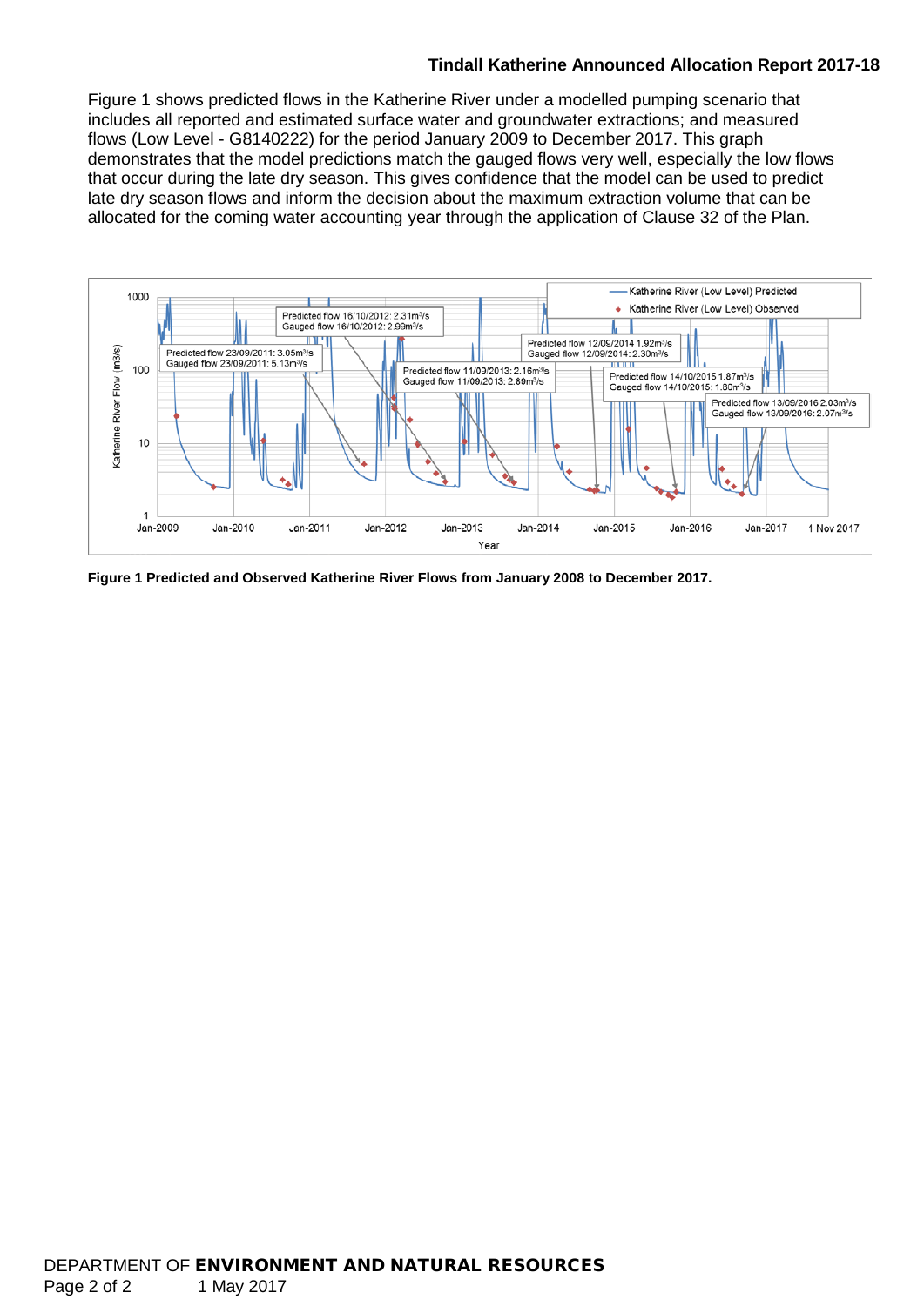Figure 1 shows predicted flows in the Katherine River under a modelled pumping scenario that includes all reported and estimated surface water and groundwater extractions; and measured flows (Low Level - G8140222) for the period January 2009 to December 2017. This graph demonstrates that the model predictions match the gauged flows very well, especially the low flows that occur during the late dry season. This gives confidence that the model can be used to predict late dry season flows and inform the decision about the maximum extraction volume that can be allocated for the coming water accounting year through the application of Clause 32 of the Plan.

Katherine River (Low Level) Predicted
Katherine River (Low Level) Observed

Predicted flow 16/10/2012: 2.31m³/s
Gauged flow 16/10/2012: 2.99m³/s

Predicted flow 23/09/2011: 3.05m³/s
Gauged flow 23/09/2011: 5.13m³/s

Predicted flow 11/09/2013: 2.16m³/s
Gauged flow 11/09/2013: 2.89m³/s

Predicted flow 12/09/2014 1.92m³/s
Gauged flow 12/09/2014: 2.30m³/s

Predicted flow 14/10/2015 1.87m³/s
Gauged flow 14/10/2015: 1.80m³/s

Predicted flow 13/09/2016 2.03m³/s
Gauged flow 13/09/2016: 2.07m³/s

Katherine River Flow (m3/s)

1000
100
10
1

Jan-2009 Jan-2010 Jan-2011 Jan-2012 Jan-2013 Jan-2014 Jan-2015 Jan-2016 Jan-2017 1 Nov 2017

Year

**Figure 1 Predicted and Observed Katherine River Flows from January 2008 to December 2017.**